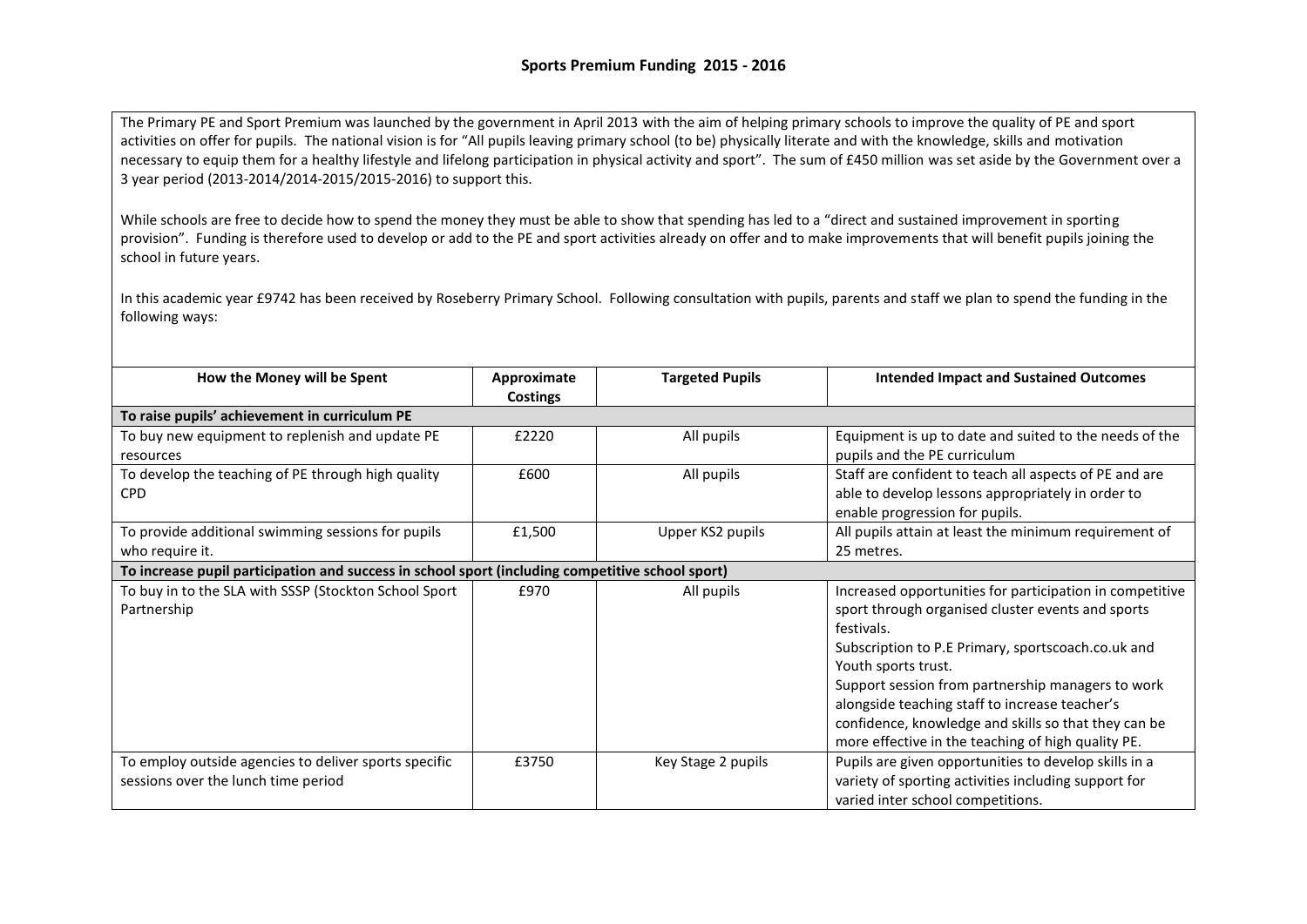## Sports Premium Funding 2015 - 2016

The Primary PE and Sport Premium was launched by the government in April 2013 with the aim of helping primary schools to improve the quality of PE and sport activities on offer for pupils. The national vision is for "All pupils leaving primary school (to be) physically literate and with the knowledge, skills and motivation necessary to equip them for a healthy lifestyle and lifelong participation in physical activity and sport". The sum of £450 million was set aside by the Government over a 3 year period (2013-2014/2014-2015/2015-2016) to support this.

While schools are free to decide how to spend the money they must be able to show that spending has led to a "direct and sustained improvement in sporting provision". Funding is therefore used to develop or add to the PE and sport activities already on offer and to make improvements that will benefit pupils joining the school in future years.

In this academic year £9742 has been received by Roseberry Primary School. Following consultation with pupils, parents and staff we plan to spend the funding in the following ways:

| How the Money will be Spent | Approximate Costings | Targeted Pupils | Intended Impact and Sustained Outcomes |
|---|---|---|---|
| **To raise pupils' achievement in curriculum PE** | | | |
| To buy new equipment to replenish and update PE resources | £2220 | All pupils | Equipment is up to date and suited to the needs of the pupils and the PE curriculum |
| To develop the teaching of PE through high quality CPD | £600 | All pupils | Staff are confident to teach all aspects of PE and are able to develop lessons appropriately in order to enable progression for pupils. |
| To provide additional swimming sessions for pupils who require it. | £1,500 | Upper KS2 pupils | All pupils attain at least the minimum requirement of 25 metres. |
| **To increase pupil participation and success in school sport (including competitive school sport)** | | | |
| To buy in to the SLA with SSSP (Stockton School Sport Partnership | £970 | All pupils | Increased opportunities for participation in competitive sport through organised cluster events and sports festivals.<br>Subscription to P.E Primary, sportscoach.co.uk and Youth sports trust.<br>Support session from partnership managers to work alongside teaching staff to increase teacher's confidence, knowledge and skills so that they can be more effective in the teaching of high quality PE. |
| To employ outside agencies to deliver sports specific sessions over the lunch time period | £3750 | Key Stage 2 pupils | Pupils are given opportunities to develop skills in a variety of sporting activities including support for varied inter school competitions. |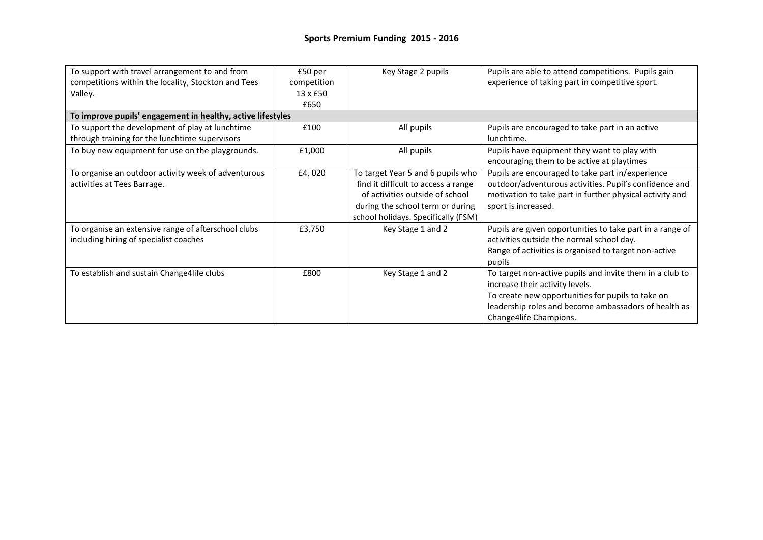## Sports Premium Funding 2015 - 2016

| | | | |
|---|---|---|---|
| To support with travel arrangement to and from competitions within the locality, Stockton and Tees Valley. | £50 per competition 13 x £50 £650 | Key Stage 2 pupils | Pupils are able to attend competitions. Pupils gain experience of taking part in competitive sport. |
| **To improve pupils' engagement in healthy, active lifestyles** | | | |
| To support the development of play at lunchtime through training for the lunchtime supervisors | £100 | All pupils | Pupils are encouraged to take part in an active lunchtime. |
| To buy new equipment for use on the playgrounds. | £1,000 | All pupils | Pupils have equipment they want to play with encouraging them to be active at playtimes |
| To organise an outdoor activity week of adventurous activities at Tees Barrage. | £4, 020 | To target Year 5 and 6 pupils who find it difficult to access a range of activities outside of school during the school term or during school holidays. Specifically (FSM) | Pupils are encouraged to take part in/experience outdoor/adventurous activities. Pupil's confidence and motivation to take part in further physical activity and sport is increased. |
| To organise an extensive range of afterschool clubs including hiring of specialist coaches | £3,750 | Key Stage 1 and 2 | Pupils are given opportunities to take part in a range of activities outside the normal school day. Range of activities is organised to target non-active pupils |
| To establish and sustain Change4life clubs | £800 | Key Stage 1 and 2 | To target non-active pupils and invite them in a club to increase their activity levels. To create new opportunities for pupils to take on leadership roles and become ambassadors of health as Change4life Champions. |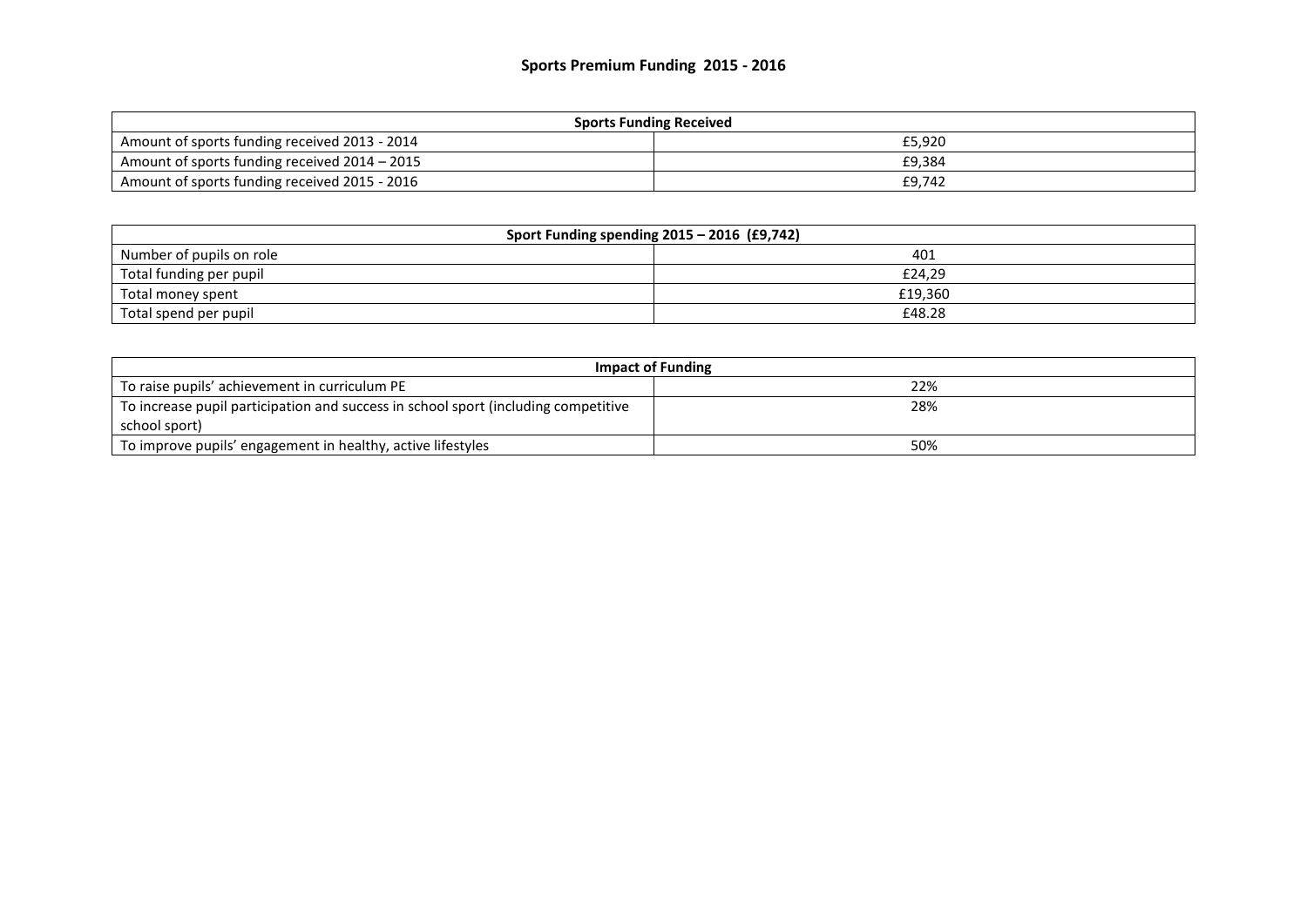# Sports Premium Funding 2015 - 2016

| Sports Funding Received | |
|---|---|
| Amount of sports funding received 2013 - 2014 | £5,920 |
| Amount of sports funding received 2014 – 2015 | £9,384 |
| Amount of sports funding received 2015 - 2016 | £9,742 |

| Sport Funding spending 2015 – 2016 (£9,742) | |
|---|---|
| Number of pupils on role | 401 |
| Total funding per pupil | £24,29 |
| Total money spent | £19,360 |
| Total spend per pupil | £48.28 |

| Impact of Funding | |
|---|---|
| To raise pupils' achievement in curriculum PE | 22% |
| To increase pupil participation and success in school sport (including competitive school sport) | 28% |
| To improve pupils' engagement in healthy, active lifestyles | 50% |